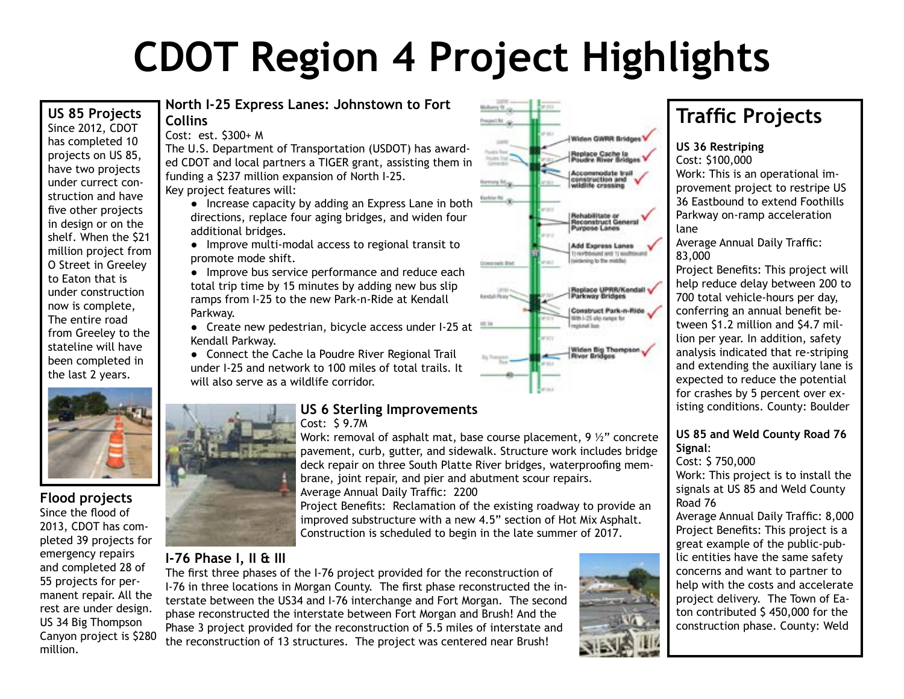# CDOT Region 4 Project Highlights

## US 85 Projects

Since 2012, CDOT has completed 10 projects on US 85, have two projects under currect construction and have five other projects in design or on the shelf. When the $21 million project from O Street in Greeley to Eaton that is under construction now is complete, The entire road from Greeley to the stateline will have been completed in the last 2 years.

## Flood projects

Since the flood of 2013, CDOT has completed 39 projects for emergency repairs and completed 28 of 55 projects for permanent repair. All the rest are under design. US 34 Big Thompson Canyon project is $280 million.

## North I-25 Express Lanes: Johnstown to Fort Collins

Cost: est. $300+ M

The U.S. Department of Transportation (USDOT) has awarded CDOT and local partners a TIGER grant, assisting them in funding a $237 million expansion of North I-25.

Key project features will:

- Increase capacity by adding an Express Lane in both directions, replace four aging bridges, and widen four additional bridges.
- Improve multi-modal access to regional transit to promote mode shift.
- Improve bus service performance and reduce each total trip time by 15 minutes by adding new bus slip ramps from I-25 to the new Park-n-Ride at Kendall Parkway.
- Create new pedestrian, bicycle access under I-25 at Kendall Parkway.
- Connect the Cache la Poudre River Regional Trail under I-25 and network to 100 miles of total trails. It will also serve as a wildlife corridor.

- Widen GWRR Bridges
- Replace Cache la Poudre River Bridges
- Accommodate trail construction and wildlife crossing
- Rehabilitate or Reconstruct General Purpose Lanes
- Add Express Lanes
- Replace UPRR/Kendall Parkway Bridges
- Construct Park-n-Ride
- Widen Big Thompson River Bridges

## US 6 Sterling Improvements

Cost: $ 9.7M

Work: removal of asphalt mat, base course placement, 9 ½" concrete pavement, curb, gutter, and sidewalk. Structure work includes bridge deck repair on three South Platte River bridges, waterproofing membrane, joint repair, and pier and abutment scour repairs.

Average Annual Daily Traffic: 2200

Project Benefits: Reclamation of the existing roadway to provide an improved substructure with a new 4.5" section of Hot Mix Asphalt. Construction is scheduled to begin in the late summer of 2017.

## I-76 Phase I, II & III

The first three phases of the I-76 project provided for the reconstruction of I-76 in three locations in Morgan County. The first phase reconstructed the interstate between the US34 and I-76 interchange and Fort Morgan. The second phase reconstructed the interstate between Fort Morgan and Brush! And the Phase 3 project provided for the reconstruction of 5.5 miles of interstate and the reconstruction of 13 structures. The project was centered near Brush!

## Traffic Projects

### US 36 Restriping

Cost: $100,000

Work: This is an operational improvement project to restripe US 36 Eastbound to extend Foothills Parkway on-ramp acceleration lane

Average Annual Daily Traffic: 83,000

Project Benefits: This project will help reduce delay between 200 to 700 total vehicle-hours per day, conferring an annual benefit between $1.2 million and $4.7 million per year. In addition, safety analysis indicated that re-striping and extending the auxiliary lane is expected to reduce the potential for crashes by 5 percent over existing conditions. County: Boulder

### US 85 and Weld County Road 76 Signal:

Cost: $ 750,000

Work: This project is to install the signals at US 85 and Weld County Road 76

Average Annual Daily Traffic: 8,000

Project Benefits: This project is a great example of the public-public entities have the same safety concerns and want to partner to help with the costs and accelerate project delivery. The Town of Eaton contributed $ 450,000 for the construction phase. County: Weld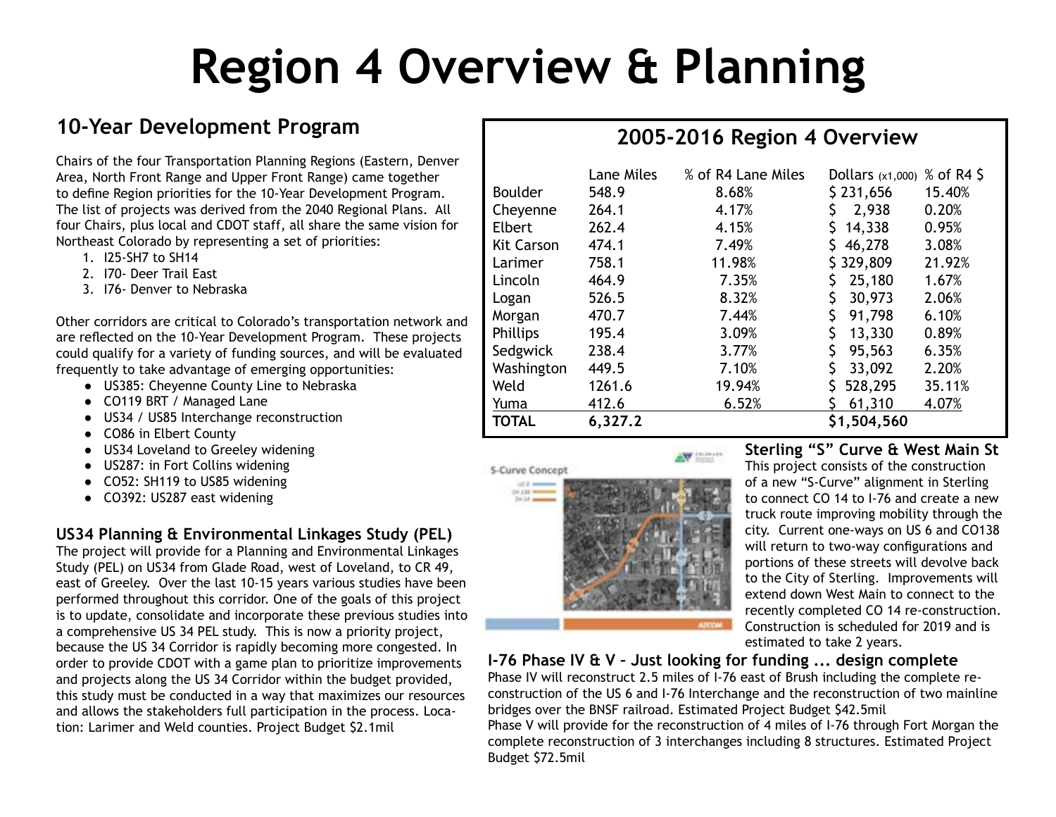# Region 4 Overview & Planning

## 10-Year Development Program

Chairs of the four Transportation Planning Regions (Eastern, Denver Area, North Front Range and Upper Front Range) came together to define Region priorities for the 10-Year Development Program. The list of projects was derived from the 2040 Regional Plans. All four Chairs, plus local and CDOT staff, all share the same vision for Northeast Colorado by representing a set of priorities:

1. I25-SH7 to SH14
2. I70- Deer Trail East
3. I76- Denver to Nebraska

Other corridors are critical to Colorado's transportation network and are reflected on the 10-Year Development Program. These projects could qualify for a variety of funding sources, and will be evaluated frequently to take advantage of emerging opportunities:

- US385: Cheyenne County Line to Nebraska
- CO119 BRT / Managed Lane
- US34 / US85 Interchange reconstruction
- CO86 in Elbert County
- US34 Loveland to Greeley widening
- US287: in Fort Collins widening
- CO52: SH119 to US85 widening
- CO392: US287 east widening

### US34 Planning & Environmental Linkages Study (PEL)

The project will provide for a Planning and Environmental Linkages Study (PEL) on US34 from Glade Road, west of Loveland, to CR 49, east of Greeley. Over the last 10-15 years various studies have been performed throughout this corridor. One of the goals of this project is to update, consolidate and incorporate these previous studies into a comprehensive US 34 PEL study. This is now a priority project, because the US 34 Corridor is rapidly becoming more congested. In order to provide CDOT with a game plan to prioritize improvements and projects along the US 34 Corridor within the budget provided, this study must be conducted in a way that maximizes our resources and allows the stakeholders full participation in the process. Location: Larimer and Weld counties. Project Budget $2.1mil

## 2005-2016 Region 4 Overview

| | Lane Miles | % of R4 Lane Miles | Dollars (x1,000) | % of R4 $ |
|---|---|---|---|---|
| Boulder | 548.9 | 8.68% | $ 231,656 | 15.40% |
| Cheyenne | 264.1 | 4.17% | $ 2,938 | 0.20% |
| Elbert | 262.4 | 4.15% | $ 14,338 | 0.95% |
| Kit Carson | 474.1 | 7.49% | $ 46,278 | 3.08% |
| Larimer | 758.1 | 11.98% | $ 329,809 | 21.92% |
| Lincoln | 464.9 | 7.35% | $ 25,180 | 1.67% |
| Logan | 526.5 | 8.32% | $ 30,973 | 2.06% |
| Morgan | 470.7 | 7.44% | $ 91,798 | 6.10% |
| Phillips | 195.4 | 3.09% | $ 13,330 | 0.89% |
| Sedgwick | 238.4 | 3.77% | $ 95,563 | 6.35% |
| Washington | 449.5 | 7.10% | $ 33,092 | 2.20% |
| Weld | 1261.6 | 19.94% | $ 528,295 | 35.11% |
| Yuma | 412.6 | 6.52% | $ 61,310 | 4.07% |
| **TOTAL** | **6,327.2** | | **$1,504,560** | |

### Sterling "S" Curve & West Main St

This project consists of the construction of a new "S-Curve" alignment in Sterling to connect CO 14 to I-76 and create a new truck route improving mobility through the city. Current one-ways on US 6 and CO138 will return to two-way configurations and portions of these streets will devolve back to the City of Sterling. Improvements will extend down West Main to connect to the recently completed CO 14 re-construction. Construction is scheduled for 2019 and is estimated to take 2 years.

### I-76 Phase IV & V – Just looking for funding ... design complete

Phase IV will reconstruct 2.5 miles of I-76 east of Brush including the complete re-construction of the US 6 and I-76 Interchange and the reconstruction of two mainline bridges over the BNSF railroad. Estimated Project Budget $42.5mil

Phase V will provide for the reconstruction of 4 miles of I-76 through Fort Morgan the complete reconstruction of 3 interchanges including 8 structures. Estimated Project Budget $72.5mil